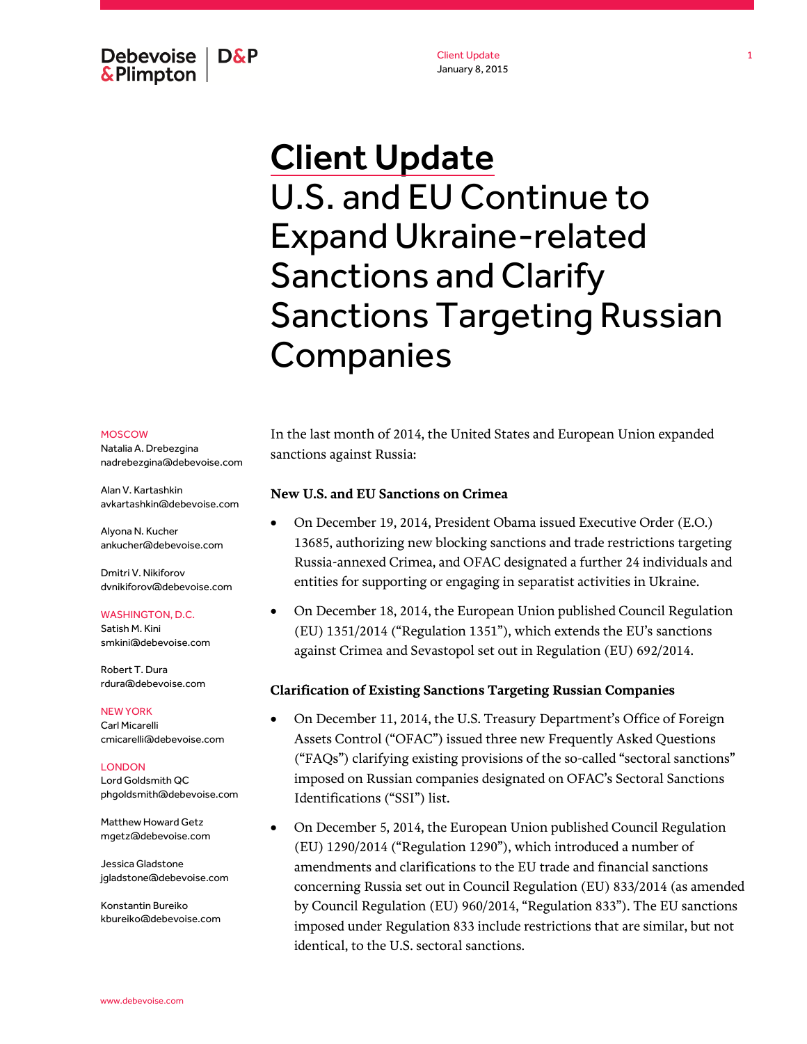Debevoise & Plimpton | D&P

Client Update
January 8, 2015

# Client Update
## U.S. and EU Continue to Expand Ukraine-related Sanctions and Clarify Sanctions Targeting Russian Companies

MOSCOW
Natalia A. Drebezgina
nadrebezgina@debevoise.com

Alan V. Kartashkin
avkartashkin@debevoise.com

Alyona N. Kucher
ankucher@debevoise.com

Dmitri V. Nikiforov
dvnikiforov@debevoise.com

WASHINGTON, D.C.
Satish M. Kini
smkini@debevoise.com

Robert T. Dura
rdura@debevoise.com

NEW YORK
Carl Micarelli
cmicarelli@debevoise.com

LONDON
Lord Goldsmith QC
phgoldsmith@debevoise.com

Matthew Howard Getz
mgetz@debevoise.com

Jessica Gladstone
jgladstone@debevoise.com

Konstantin Bureiko
kbureiko@debevoise.com

In the last month of 2014, the United States and European Union expanded sanctions against Russia:

**New U.S. and EU Sanctions on Crimea**

- On December 19, 2014, President Obama issued Executive Order (E.O.) 13685, authorizing new blocking sanctions and trade restrictions targeting Russia-annexed Crimea, and OFAC designated a further 24 individuals and entities for supporting or engaging in separatist activities in Ukraine.
- On December 18, 2014, the European Union published Council Regulation (EU) 1351/2014 ("Regulation 1351"), which extends the EU's sanctions against Crimea and Sevastopol set out in Regulation (EU) 692/2014.

**Clarification of Existing Sanctions Targeting Russian Companies**

- On December 11, 2014, the U.S. Treasury Department's Office of Foreign Assets Control ("OFAC") issued three new Frequently Asked Questions ("FAQs") clarifying existing provisions of the so-called "sectoral sanctions" imposed on Russian companies designated on OFAC's Sectoral Sanctions Identifications ("SSI") list.
- On December 5, 2014, the European Union published Council Regulation (EU) 1290/2014 ("Regulation 1290"), which introduced a number of amendments and clarifications to the EU trade and financial sanctions concerning Russia set out in Council Regulation (EU) 833/2014 (as amended by Council Regulation (EU) 960/2014, "Regulation 833"). The EU sanctions imposed under Regulation 833 include restrictions that are similar, but not identical, to the U.S. sectoral sanctions.

www.debevoise.com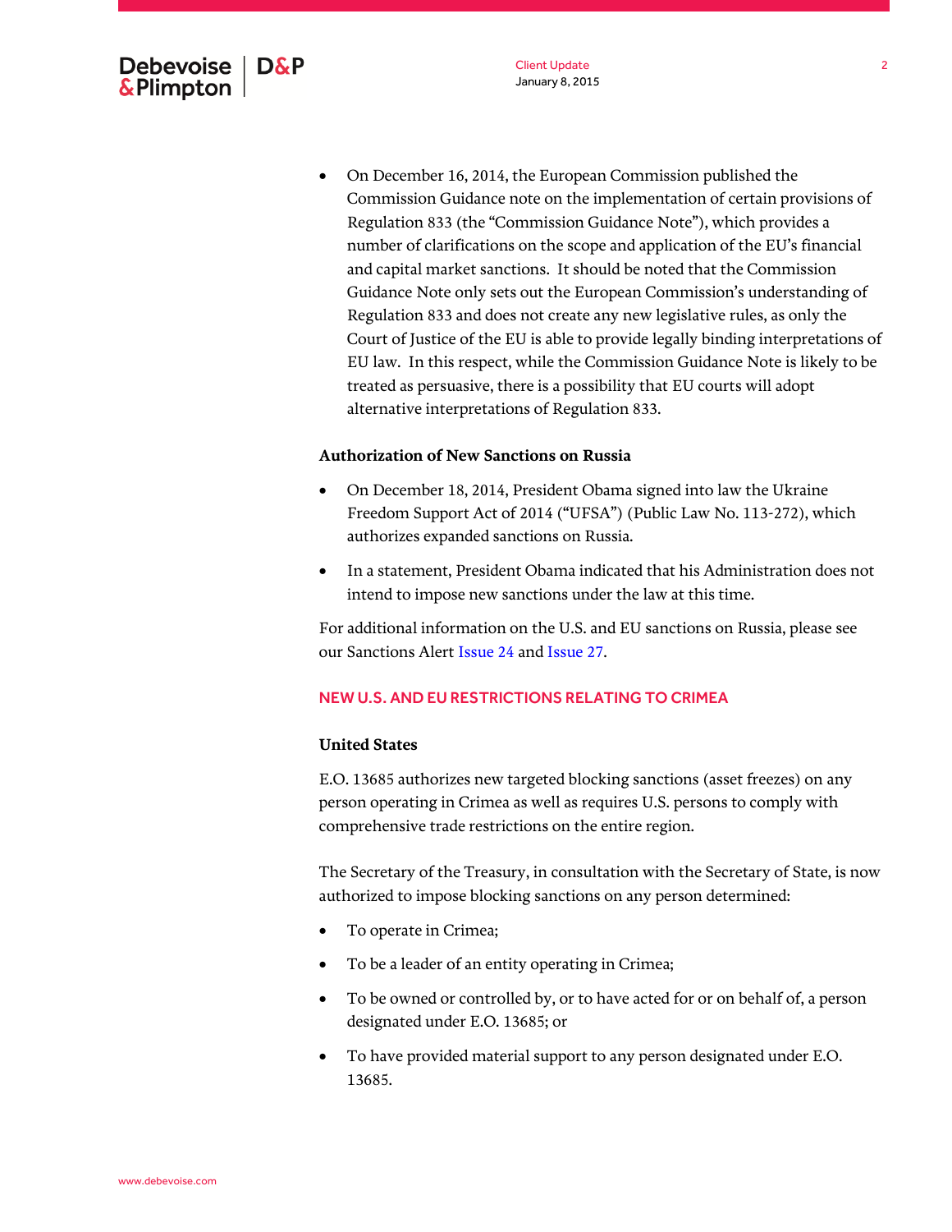- On December 16, 2014, the European Commission published the Commission Guidance note on the implementation of certain provisions of Regulation 833 (the "Commission Guidance Note"), which provides a number of clarifications on the scope and application of the EU's financial and capital market sanctions. It should be noted that the Commission Guidance Note only sets out the European Commission's understanding of Regulation 833 and does not create any new legislative rules, as only the Court of Justice of the EU is able to provide legally binding interpretations of EU law. In this respect, while the Commission Guidance Note is likely to be treated as persuasive, there is a possibility that EU courts will adopt alternative interpretations of Regulation 833.

**Authorization of New Sanctions on Russia**

- On December 18, 2014, President Obama signed into law the Ukraine Freedom Support Act of 2014 ("UFSA") (Public Law No. 113-272), which authorizes expanded sanctions on Russia.
- In a statement, President Obama indicated that his Administration does not intend to impose new sanctions under the law at this time.

For additional information on the U.S. and EU sanctions on Russia, please see our Sanctions Alert Issue 24 and Issue 27.

## NEW U.S. AND EU RESTRICTIONS RELATING TO CRIMEA

**United States**

E.O. 13685 authorizes new targeted blocking sanctions (asset freezes) on any person operating in Crimea as well as requires U.S. persons to comply with comprehensive trade restrictions on the entire region.

The Secretary of the Treasury, in consultation with the Secretary of State, is now authorized to impose blocking sanctions on any person determined:

- To operate in Crimea;
- To be a leader of an entity operating in Crimea;
- To be owned or controlled by, or to have acted for or on behalf of, a person designated under E.O. 13685; or
- To have provided material support to any person designated under E.O. 13685.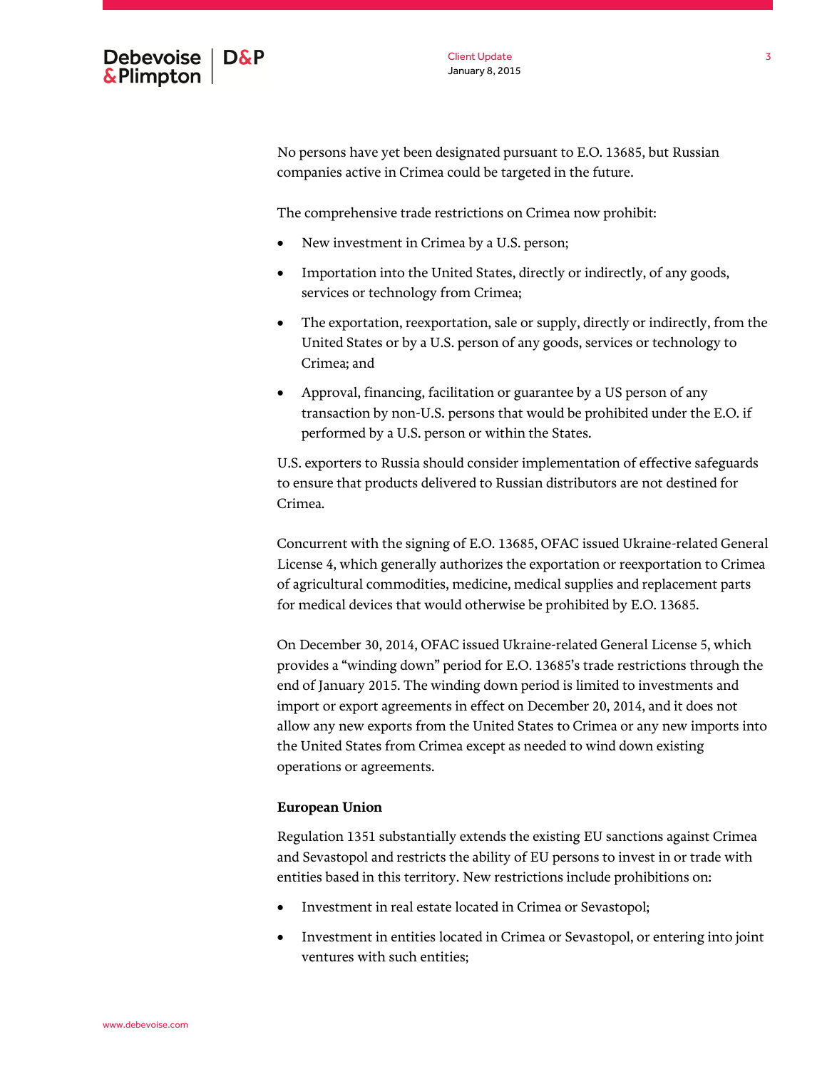No persons have yet been designated pursuant to E.O. 13685, but Russian companies active in Crimea could be targeted in the future.

The comprehensive trade restrictions on Crimea now prohibit:

- New investment in Crimea by a U.S. person;
- Importation into the United States, directly or indirectly, of any goods, services or technology from Crimea;
- The exportation, reexportation, sale or supply, directly or indirectly, from the United States or by a U.S. person of any goods, services or technology to Crimea; and
- Approval, financing, facilitation or guarantee by a US person of any transaction by non-U.S. persons that would be prohibited under the E.O. if performed by a U.S. person or within the States.

U.S. exporters to Russia should consider implementation of effective safeguards to ensure that products delivered to Russian distributors are not destined for Crimea.

Concurrent with the signing of E.O. 13685, OFAC issued Ukraine-related General License 4, which generally authorizes the exportation or reexportation to Crimea of agricultural commodities, medicine, medical supplies and replacement parts for medical devices that would otherwise be prohibited by E.O. 13685.

On December 30, 2014, OFAC issued Ukraine-related General License 5, which provides a "winding down" period for E.O. 13685's trade restrictions through the end of January 2015. The winding down period is limited to investments and import or export agreements in effect on December 20, 2014, and it does not allow any new exports from the United States to Crimea or any new imports into the United States from Crimea except as needed to wind down existing operations or agreements.

**European Union**

Regulation 1351 substantially extends the existing EU sanctions against Crimea and Sevastopol and restricts the ability of EU persons to invest in or trade with entities based in this territory. New restrictions include prohibitions on:

- Investment in real estate located in Crimea or Sevastopol;
- Investment in entities located in Crimea or Sevastopol, or entering into joint ventures with such entities;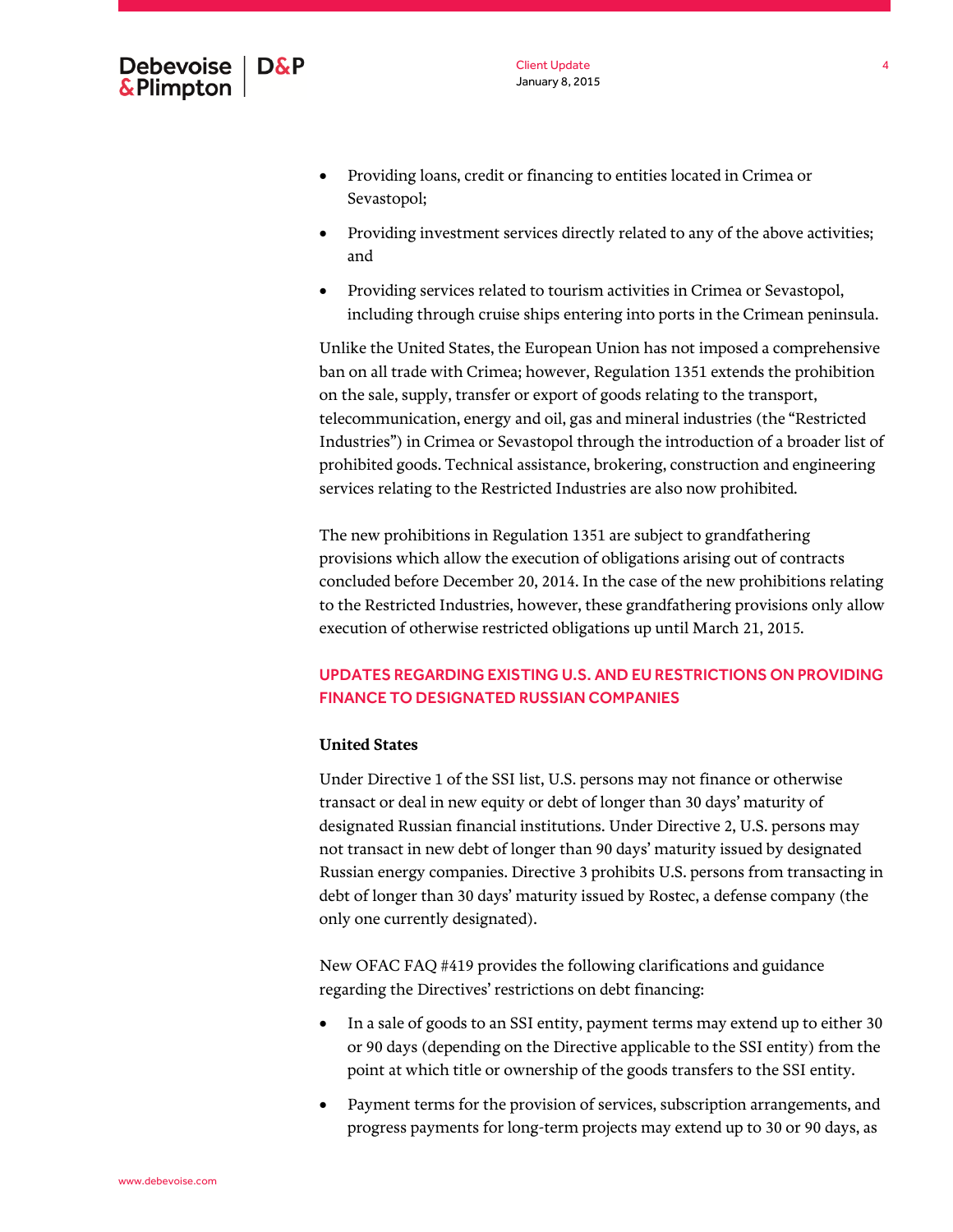- Providing loans, credit or financing to entities located in Crimea or Sevastopol;
- Providing investment services directly related to any of the above activities; and
- Providing services related to tourism activities in Crimea or Sevastopol, including through cruise ships entering into ports in the Crimean peninsula.

Unlike the United States, the European Union has not imposed a comprehensive ban on all trade with Crimea; however, Regulation 1351 extends the prohibition on the sale, supply, transfer or export of goods relating to the transport, telecommunication, energy and oil, gas and mineral industries (the "Restricted Industries") in Crimea or Sevastopol through the introduction of a broader list of prohibited goods. Technical assistance, brokering, construction and engineering services relating to the Restricted Industries are also now prohibited.

The new prohibitions in Regulation 1351 are subject to grandfathering provisions which allow the execution of obligations arising out of contracts concluded before December 20, 2014. In the case of the new prohibitions relating to the Restricted Industries, however, these grandfathering provisions only allow execution of otherwise restricted obligations up until March 21, 2015.

## UPDATES REGARDING EXISTING U.S. AND EU RESTRICTIONS ON PROVIDING FINANCE TO DESIGNATED RUSSIAN COMPANIES

**United States**

Under Directive 1 of the SSI list, U.S. persons may not finance or otherwise transact or deal in new equity or debt of longer than 30 days' maturity of designated Russian financial institutions. Under Directive 2, U.S. persons may not transact in new debt of longer than 90 days' maturity issued by designated Russian energy companies. Directive 3 prohibits U.S. persons from transacting in debt of longer than 30 days' maturity issued by Rostec, a defense company (the only one currently designated).

New OFAC FAQ #419 provides the following clarifications and guidance regarding the Directives' restrictions on debt financing:

- In a sale of goods to an SSI entity, payment terms may extend up to either 30 or 90 days (depending on the Directive applicable to the SSI entity) from the point at which title or ownership of the goods transfers to the SSI entity.
- Payment terms for the provision of services, subscription arrangements, and progress payments for long-term projects may extend up to 30 or 90 days, as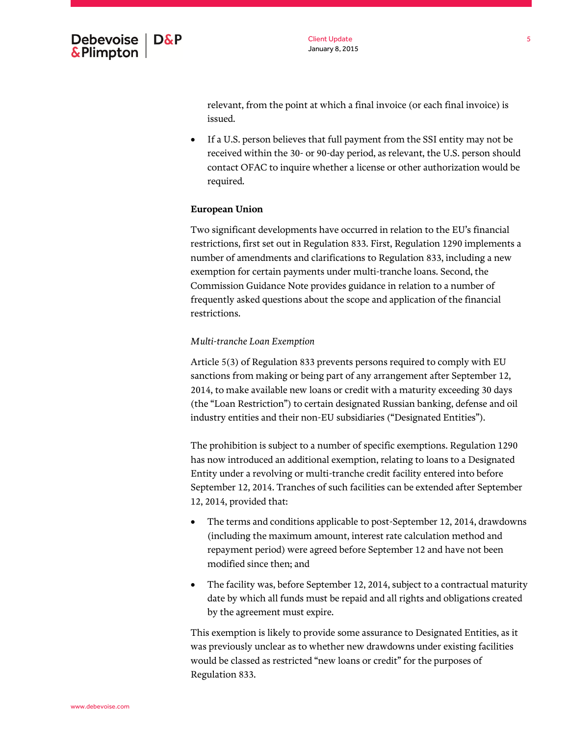relevant, from the point at which a final invoice (or each final invoice) is issued.

- If a U.S. person believes that full payment from the SSI entity may not be received within the 30- or 90-day period, as relevant, the U.S. person should contact OFAC to inquire whether a license or other authorization would be required.

**European Union**

Two significant developments have occurred in relation to the EU's financial restrictions, first set out in Regulation 833. First, Regulation 1290 implements a number of amendments and clarifications to Regulation 833, including a new exemption for certain payments under multi-tranche loans. Second, the Commission Guidance Note provides guidance in relation to a number of frequently asked questions about the scope and application of the financial restrictions.

*Multi-tranche Loan Exemption*

Article 5(3) of Regulation 833 prevents persons required to comply with EU sanctions from making or being part of any arrangement after September 12, 2014, to make available new loans or credit with a maturity exceeding 30 days (the "Loan Restriction") to certain designated Russian banking, defense and oil industry entities and their non-EU subsidiaries ("Designated Entities").

The prohibition is subject to a number of specific exemptions. Regulation 1290 has now introduced an additional exemption, relating to loans to a Designated Entity under a revolving or multi-tranche credit facility entered into before September 12, 2014. Tranches of such facilities can be extended after September 12, 2014, provided that:

- The terms and conditions applicable to post-September 12, 2014, drawdowns (including the maximum amount, interest rate calculation method and repayment period) were agreed before September 12 and have not been modified since then; and

- The facility was, before September 12, 2014, subject to a contractual maturity date by which all funds must be repaid and all rights and obligations created by the agreement must expire.

This exemption is likely to provide some assurance to Designated Entities, as it was previously unclear as to whether new drawdowns under existing facilities would be classed as restricted "new loans or credit" for the purposes of Regulation 833.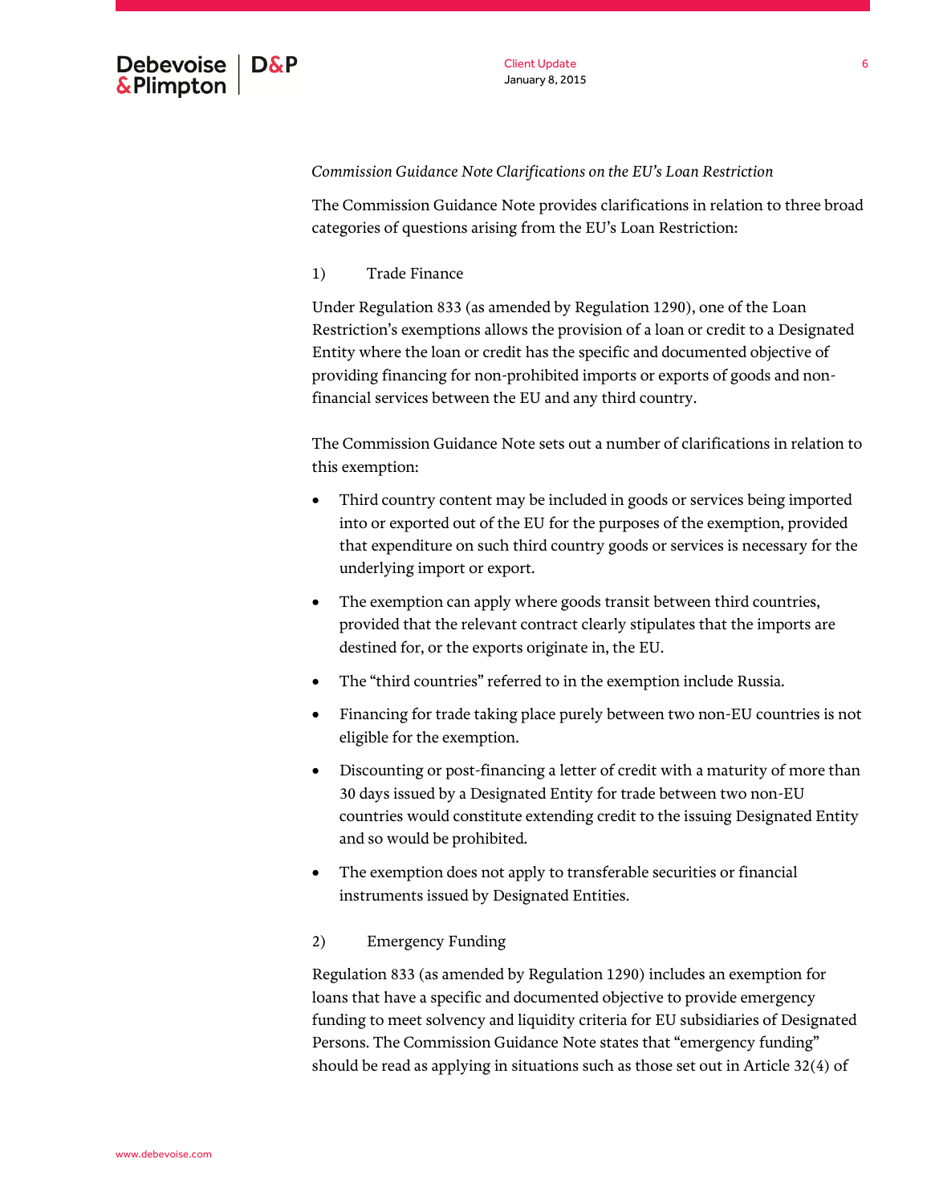*Commission Guidance Note Clarifications on the EU's Loan Restriction*

The Commission Guidance Note provides clarifications in relation to three broad categories of questions arising from the EU's Loan Restriction:

1) Trade Finance

Under Regulation 833 (as amended by Regulation 1290), one of the Loan Restriction's exemptions allows the provision of a loan or credit to a Designated Entity where the loan or credit has the specific and documented objective of providing financing for non-prohibited imports or exports of goods and non-financial services between the EU and any third country.

The Commission Guidance Note sets out a number of clarifications in relation to this exemption:

- Third country content may be included in goods or services being imported into or exported out of the EU for the purposes of the exemption, provided that expenditure on such third country goods or services is necessary for the underlying import or export.
- The exemption can apply where goods transit between third countries, provided that the relevant contract clearly stipulates that the imports are destined for, or the exports originate in, the EU.
- The "third countries" referred to in the exemption include Russia.
- Financing for trade taking place purely between two non-EU countries is not eligible for the exemption.
- Discounting or post-financing a letter of credit with a maturity of more than 30 days issued by a Designated Entity for trade between two non-EU countries would constitute extending credit to the issuing Designated Entity and so would be prohibited.
- The exemption does not apply to transferable securities or financial instruments issued by Designated Entities.

2) Emergency Funding

Regulation 833 (as amended by Regulation 1290) includes an exemption for loans that have a specific and documented objective to provide emergency funding to meet solvency and liquidity criteria for EU subsidiaries of Designated Persons. The Commission Guidance Note states that "emergency funding" should be read as applying in situations such as those set out in Article 32(4) of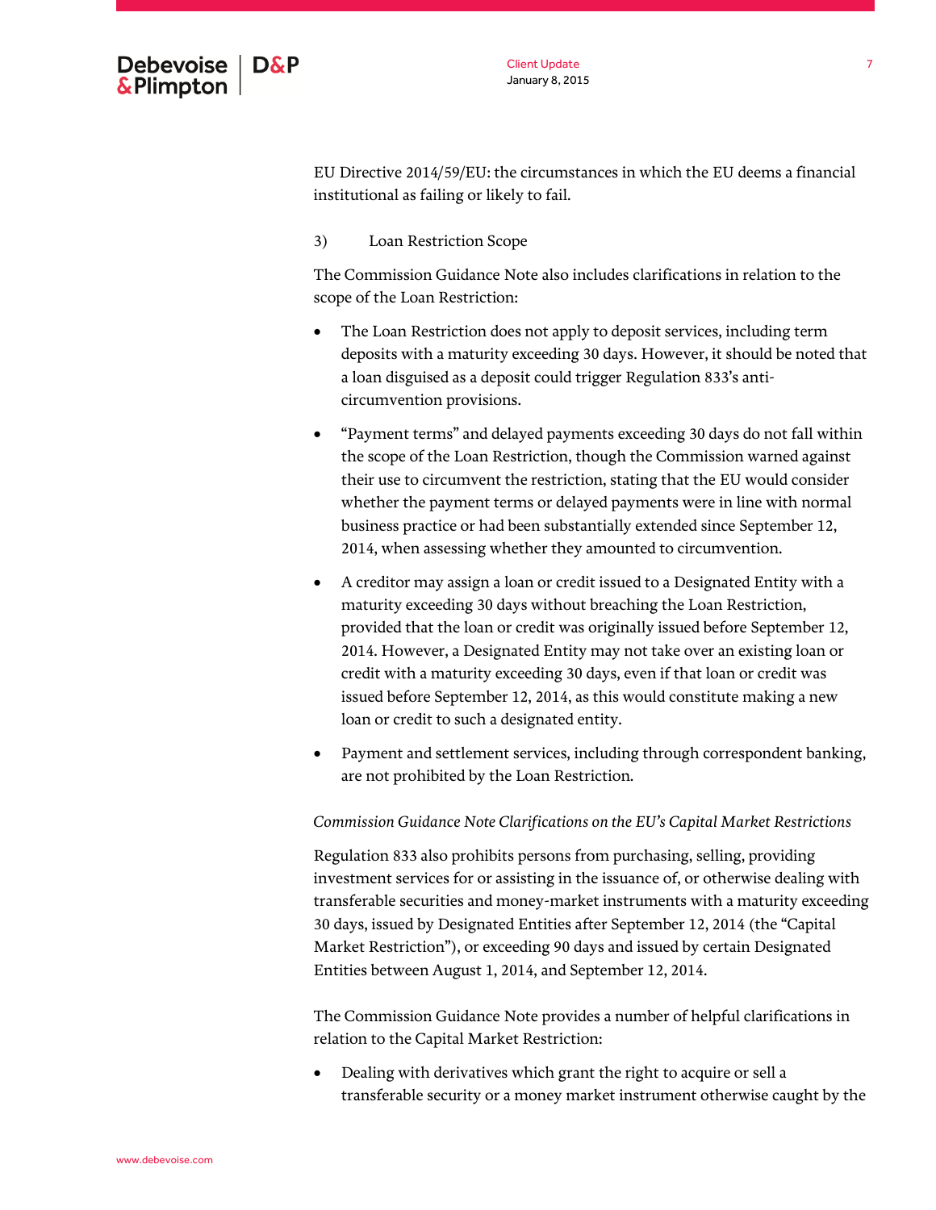EU Directive 2014/59/EU: the circumstances in which the EU deems a financial institutional as failing or likely to fail.

3) Loan Restriction Scope

The Commission Guidance Note also includes clarifications in relation to the scope of the Loan Restriction:

- The Loan Restriction does not apply to deposit services, including term deposits with a maturity exceeding 30 days. However, it should be noted that a loan disguised as a deposit could trigger Regulation 833's anti-circumvention provisions.
- "Payment terms" and delayed payments exceeding 30 days do not fall within the scope of the Loan Restriction, though the Commission warned against their use to circumvent the restriction, stating that the EU would consider whether the payment terms or delayed payments were in line with normal business practice or had been substantially extended since September 12, 2014, when assessing whether they amounted to circumvention.
- A creditor may assign a loan or credit issued to a Designated Entity with a maturity exceeding 30 days without breaching the Loan Restriction, provided that the loan or credit was originally issued before September 12, 2014. However, a Designated Entity may not take over an existing loan or credit with a maturity exceeding 30 days, even if that loan or credit was issued before September 12, 2014, as this would constitute making a new loan or credit to such a designated entity.
- Payment and settlement services, including through correspondent banking, are not prohibited by the Loan Restriction.

*Commission Guidance Note Clarifications on the EU's Capital Market Restrictions*

Regulation 833 also prohibits persons from purchasing, selling, providing investment services for or assisting in the issuance of, or otherwise dealing with transferable securities and money-market instruments with a maturity exceeding 30 days, issued by Designated Entities after September 12, 2014 (the "Capital Market Restriction"), or exceeding 90 days and issued by certain Designated Entities between August 1, 2014, and September 12, 2014.

The Commission Guidance Note provides a number of helpful clarifications in relation to the Capital Market Restriction:

- Dealing with derivatives which grant the right to acquire or sell a transferable security or a money market instrument otherwise caught by the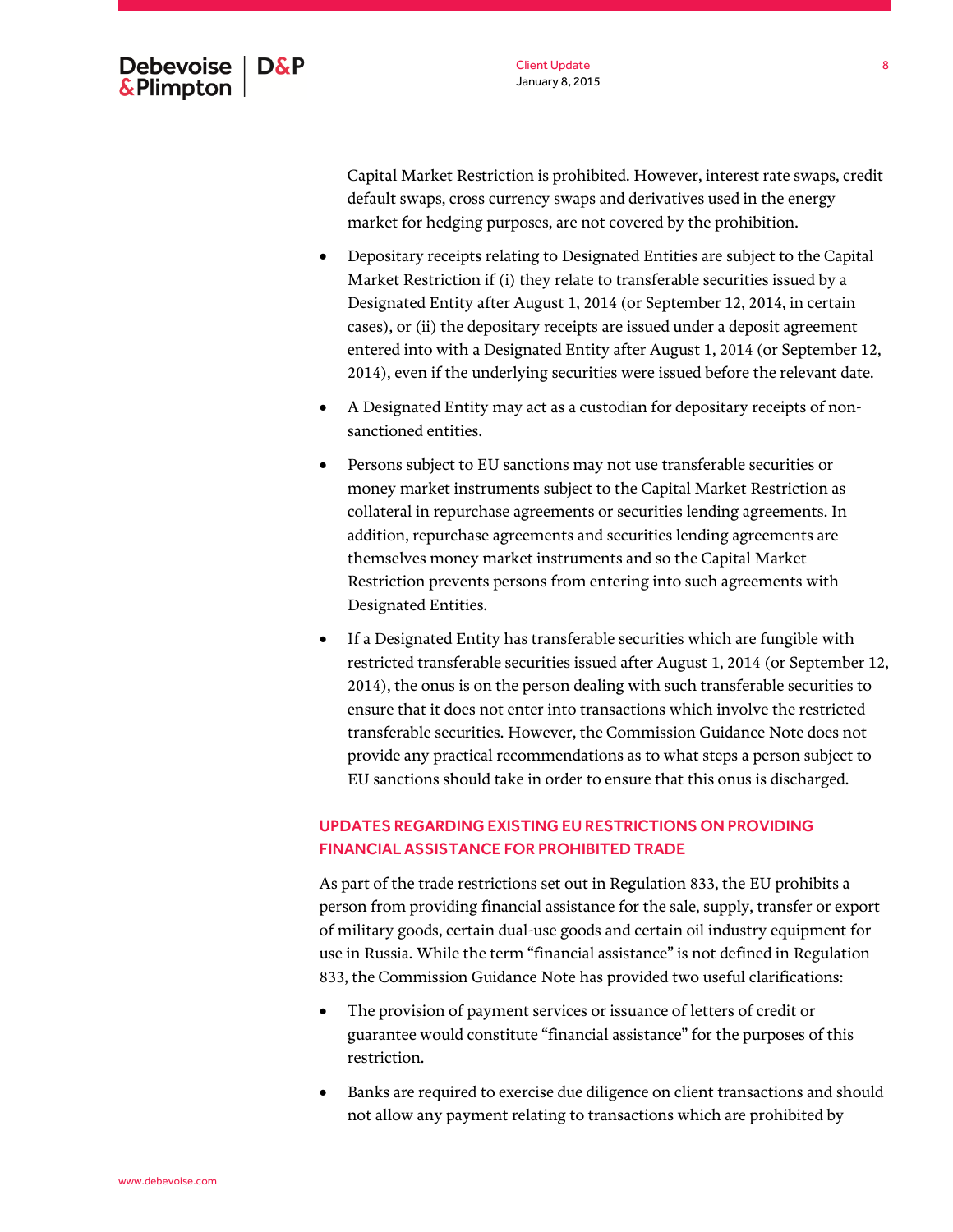Capital Market Restriction is prohibited. However, interest rate swaps, credit default swaps, cross currency swaps and derivatives used in the energy market for hedging purposes, are not covered by the prohibition.

- Depositary receipts relating to Designated Entities are subject to the Capital Market Restriction if (i) they relate to transferable securities issued by a Designated Entity after August 1, 2014 (or September 12, 2014, in certain cases), or (ii) the depositary receipts are issued under a deposit agreement entered into with a Designated Entity after August 1, 2014 (or September 12, 2014), even if the underlying securities were issued before the relevant date.
- A Designated Entity may act as a custodian for depositary receipts of non-sanctioned entities.
- Persons subject to EU sanctions may not use transferable securities or money market instruments subject to the Capital Market Restriction as collateral in repurchase agreements or securities lending agreements. In addition, repurchase agreements and securities lending agreements are themselves money market instruments and so the Capital Market Restriction prevents persons from entering into such agreements with Designated Entities.
- If a Designated Entity has transferable securities which are fungible with restricted transferable securities issued after August 1, 2014 (or September 12, 2014), the onus is on the person dealing with such transferable securities to ensure that it does not enter into transactions which involve the restricted transferable securities. However, the Commission Guidance Note does not provide any practical recommendations as to what steps a person subject to EU sanctions should take in order to ensure that this onus is discharged.

## UPDATES REGARDING EXISTING EU RESTRICTIONS ON PROVIDING FINANCIAL ASSISTANCE FOR PROHIBITED TRADE

As part of the trade restrictions set out in Regulation 833, the EU prohibits a person from providing financial assistance for the sale, supply, transfer or export of military goods, certain dual-use goods and certain oil industry equipment for use in Russia. While the term "financial assistance" is not defined in Regulation 833, the Commission Guidance Note has provided two useful clarifications:

- The provision of payment services or issuance of letters of credit or guarantee would constitute "financial assistance" for the purposes of this restriction.
- Banks are required to exercise due diligence on client transactions and should not allow any payment relating to transactions which are prohibited by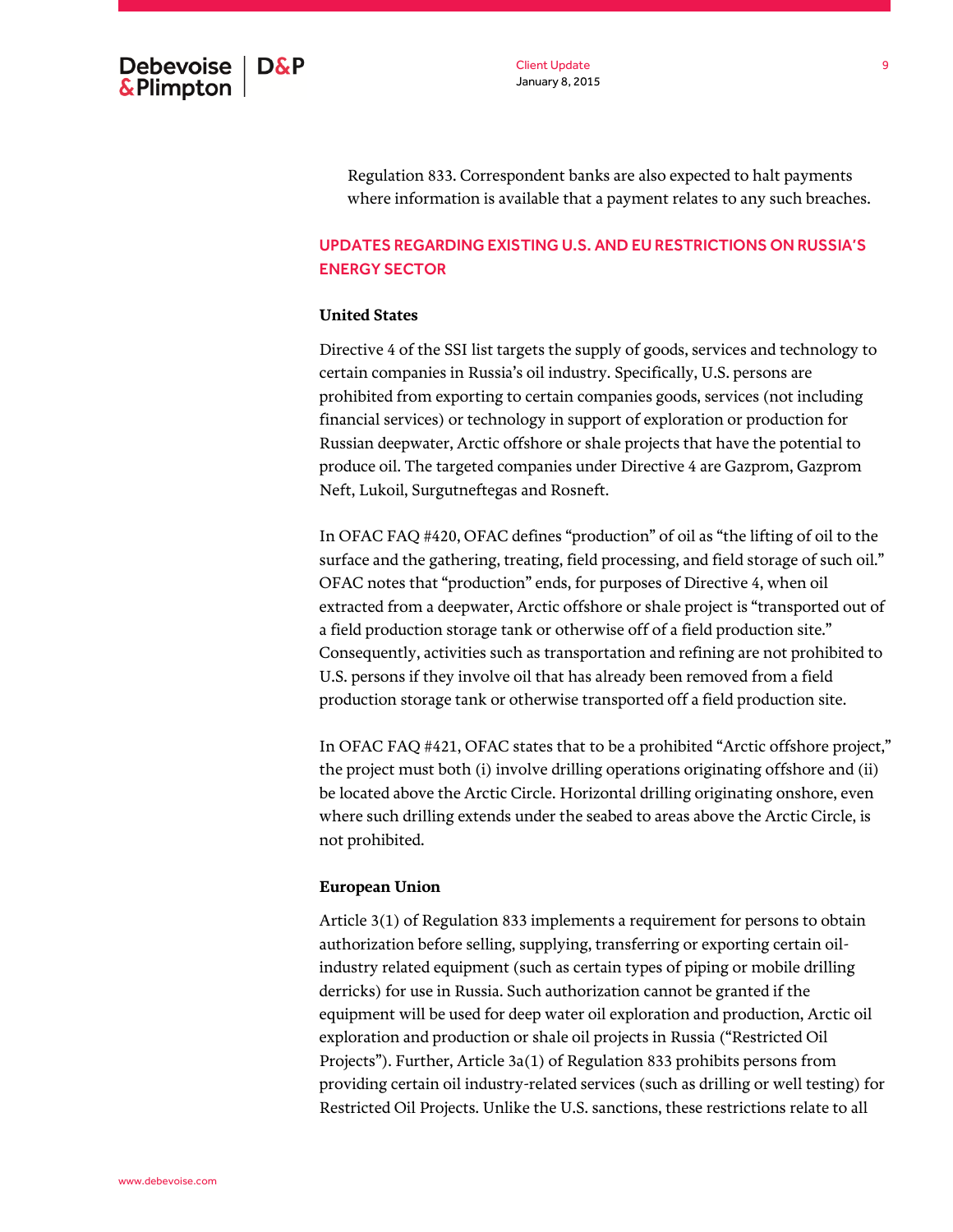Regulation 833. Correspondent banks are also expected to halt payments where information is available that a payment relates to any such breaches.

## UPDATES REGARDING EXISTING U.S. AND EU RESTRICTIONS ON RUSSIA'S ENERGY SECTOR

### United States

Directive 4 of the SSI list targets the supply of goods, services and technology to certain companies in Russia's oil industry. Specifically, U.S. persons are prohibited from exporting to certain companies goods, services (not including financial services) or technology in support of exploration or production for Russian deepwater, Arctic offshore or shale projects that have the potential to produce oil. The targeted companies under Directive 4 are Gazprom, Gazprom Neft, Lukoil, Surgutneftegas and Rosneft.

In OFAC FAQ #420, OFAC defines "production" of oil as "the lifting of oil to the surface and the gathering, treating, field processing, and field storage of such oil." OFAC notes that "production" ends, for purposes of Directive 4, when oil extracted from a deepwater, Arctic offshore or shale project is "transported out of a field production storage tank or otherwise off of a field production site." Consequently, activities such as transportation and refining are not prohibited to U.S. persons if they involve oil that has already been removed from a field production storage tank or otherwise transported off a field production site.

In OFAC FAQ #421, OFAC states that to be a prohibited "Arctic offshore project," the project must both (i) involve drilling operations originating offshore and (ii) be located above the Arctic Circle. Horizontal drilling originating onshore, even where such drilling extends under the seabed to areas above the Arctic Circle, is not prohibited.

### European Union

Article 3(1) of Regulation 833 implements a requirement for persons to obtain authorization before selling, supplying, transferring or exporting certain oil-industry related equipment (such as certain types of piping or mobile drilling derricks) for use in Russia. Such authorization cannot be granted if the equipment will be used for deep water oil exploration and production, Arctic oil exploration and production or shale oil projects in Russia ("Restricted Oil Projects"). Further, Article 3a(1) of Regulation 833 prohibits persons from providing certain oil industry-related services (such as drilling or well testing) for Restricted Oil Projects. Unlike the U.S. sanctions, these restrictions relate to all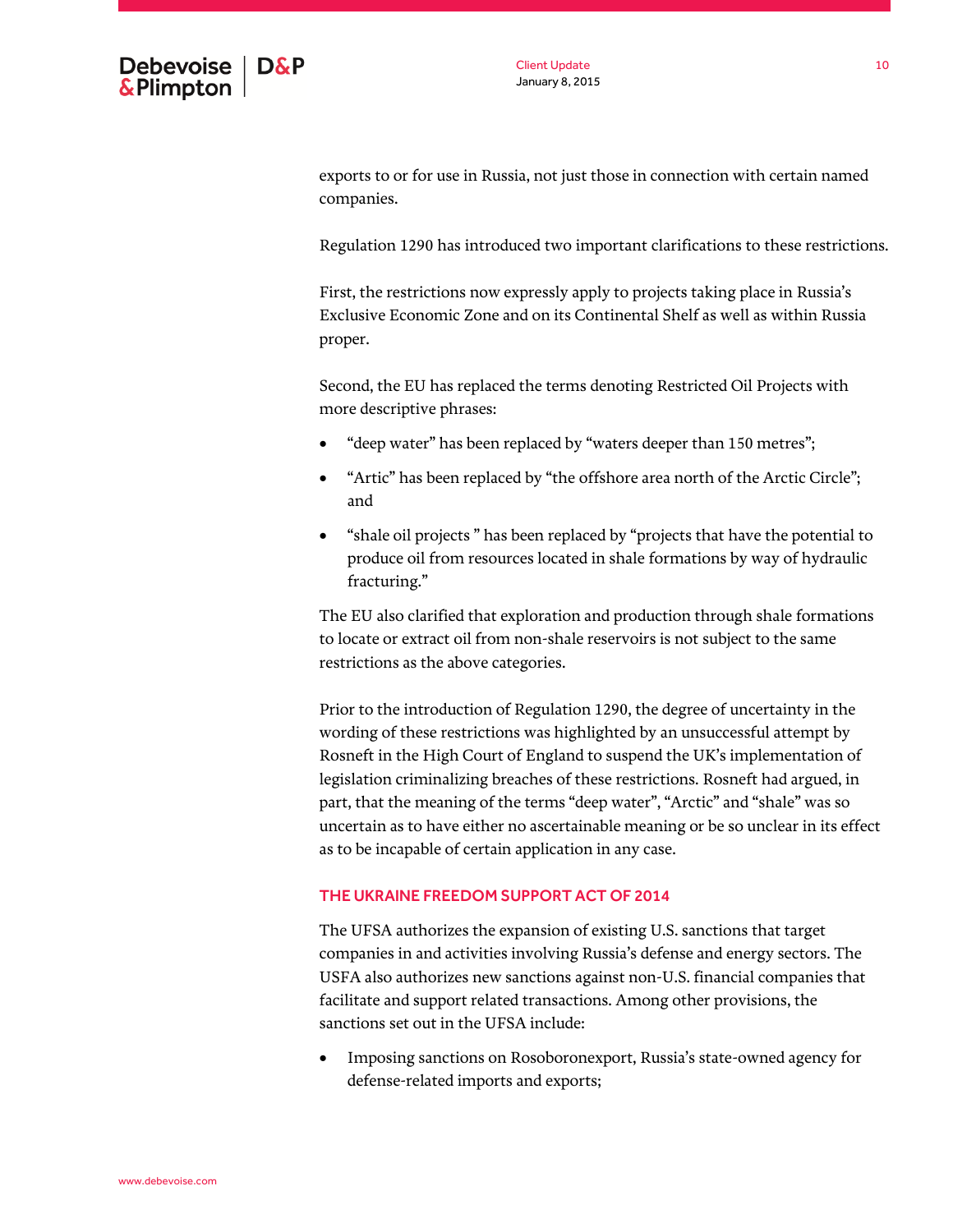exports to or for use in Russia, not just those in connection with certain named companies.

Regulation 1290 has introduced two important clarifications to these restrictions.

First, the restrictions now expressly apply to projects taking place in Russia's Exclusive Economic Zone and on its Continental Shelf as well as within Russia proper.

Second, the EU has replaced the terms denoting Restricted Oil Projects with more descriptive phrases:

- "deep water" has been replaced by "waters deeper than 150 metres";
- "Artic" has been replaced by "the offshore area north of the Arctic Circle"; and
- "shale oil projects " has been replaced by "projects that have the potential to produce oil from resources located in shale formations by way of hydraulic fracturing."

The EU also clarified that exploration and production through shale formations to locate or extract oil from non-shale reservoirs is not subject to the same restrictions as the above categories.

Prior to the introduction of Regulation 1290, the degree of uncertainty in the wording of these restrictions was highlighted by an unsuccessful attempt by Rosneft in the High Court of England to suspend the UK's implementation of legislation criminalizing breaches of these restrictions. Rosneft had argued, in part, that the meaning of the terms "deep water", "Arctic" and "shale" was so uncertain as to have either no ascertainable meaning or be so unclear in its effect as to be incapable of certain application in any case.

## THE UKRAINE FREEDOM SUPPORT ACT OF 2014

The UFSA authorizes the expansion of existing U.S. sanctions that target companies in and activities involving Russia's defense and energy sectors. The USFA also authorizes new sanctions against non-U.S. financial companies that facilitate and support related transactions. Among other provisions, the sanctions set out in the UFSA include:

- Imposing sanctions on Rosoboronexport, Russia's state-owned agency for defense-related imports and exports;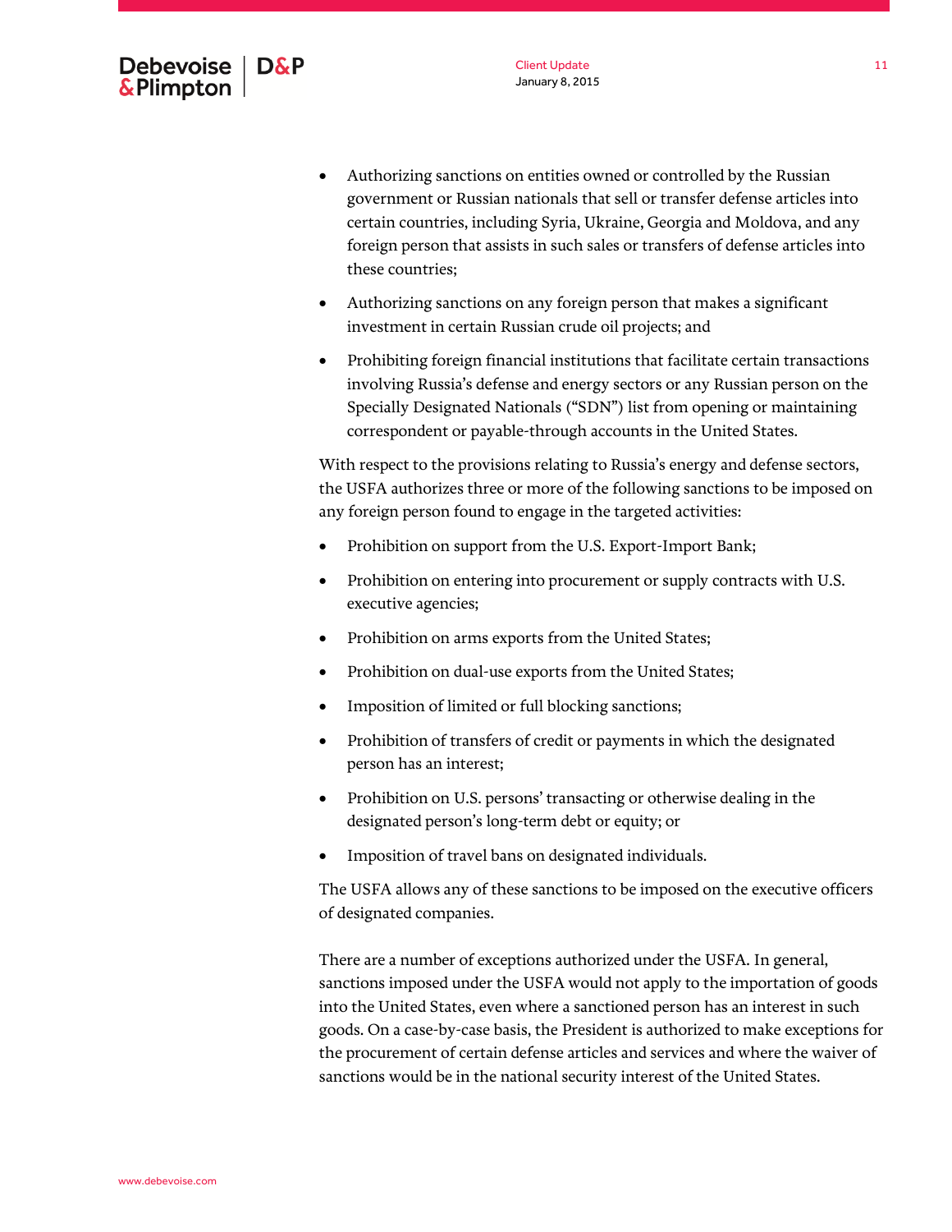- Authorizing sanctions on entities owned or controlled by the Russian government or Russian nationals that sell or transfer defense articles into certain countries, including Syria, Ukraine, Georgia and Moldova, and any foreign person that assists in such sales or transfers of defense articles into these countries;
- Authorizing sanctions on any foreign person that makes a significant investment in certain Russian crude oil projects; and
- Prohibiting foreign financial institutions that facilitate certain transactions involving Russia's defense and energy sectors or any Russian person on the Specially Designated Nationals ("SDN") list from opening or maintaining correspondent or payable-through accounts in the United States.

With respect to the provisions relating to Russia's energy and defense sectors, the USFA authorizes three or more of the following sanctions to be imposed on any foreign person found to engage in the targeted activities:

- Prohibition on support from the U.S. Export-Import Bank;
- Prohibition on entering into procurement or supply contracts with U.S. executive agencies;
- Prohibition on arms exports from the United States;
- Prohibition on dual-use exports from the United States;
- Imposition of limited or full blocking sanctions;
- Prohibition of transfers of credit or payments in which the designated person has an interest;
- Prohibition on U.S. persons' transacting or otherwise dealing in the designated person's long-term debt or equity; or
- Imposition of travel bans on designated individuals.

The USFA allows any of these sanctions to be imposed on the executive officers of designated companies.

There are a number of exceptions authorized under the USFA. In general, sanctions imposed under the USFA would not apply to the importation of goods into the United States, even where a sanctioned person has an interest in such goods. On a case-by-case basis, the President is authorized to make exceptions for the procurement of certain defense articles and services and where the waiver of sanctions would be in the national security interest of the United States.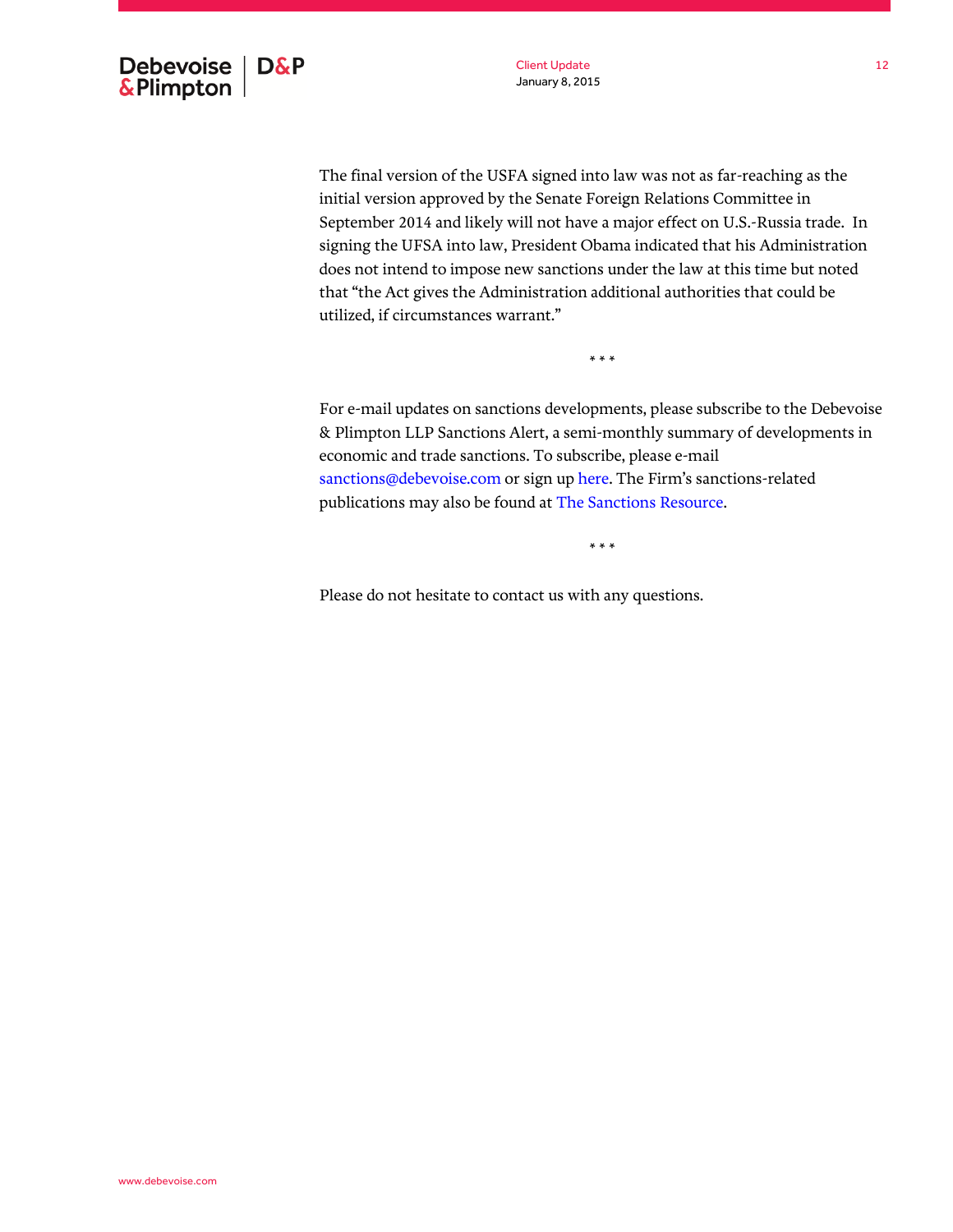The final version of the USFA signed into law was not as far-reaching as the initial version approved by the Senate Foreign Relations Committee in September 2014 and likely will not have a major effect on U.S.-Russia trade. In signing the UFSA into law, President Obama indicated that his Administration does not intend to impose new sanctions under the law at this time but noted that "the Act gives the Administration additional authorities that could be utilized, if circumstances warrant."

\* \* \*

For e-mail updates on sanctions developments, please subscribe to the Debevoise & Plimpton LLP Sanctions Alert, a semi-monthly summary of developments in economic and trade sanctions. To subscribe, please e-mail sanctions@debevoise.com or sign up here. The Firm's sanctions-related publications may also be found at The Sanctions Resource.

\* \* \*

Please do not hesitate to contact us with any questions.